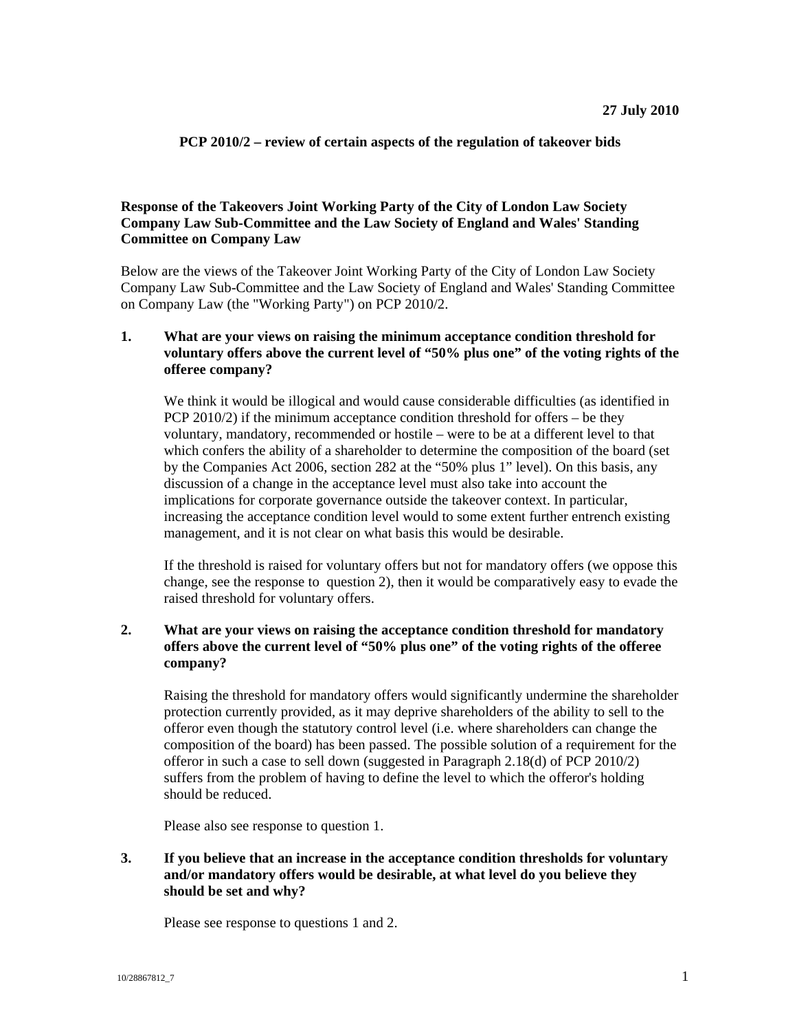**27 July 2010**

**PCP 2010/2 – review of certain aspects of the regulation of takeover bids**

**Response of the Takeovers Joint Working Party of the City of London Law Society Company Law Sub-Committee and the Law Society of England and Wales' Standing Committee on Company Law**

Below are the views of the Takeover Joint Working Party of the City of London Law Society Company Law Sub-Committee and the Law Society of England and Wales' Standing Committee on Company Law (the "Working Party") on PCP 2010/2.

**1. What are your views on raising the minimum acceptance condition threshold for voluntary offers above the current level of "50% plus one" of the voting rights of the offeree company?**

We think it would be illogical and would cause considerable difficulties (as identified in PCP 2010/2) if the minimum acceptance condition threshold for offers – be they voluntary, mandatory, recommended or hostile – were to be at a different level to that which confers the ability of a shareholder to determine the composition of the board (set by the Companies Act 2006, section 282 at the "50% plus 1" level). On this basis, any discussion of a change in the acceptance level must also take into account the implications for corporate governance outside the takeover context. In particular, increasing the acceptance condition level would to some extent further entrench existing management, and it is not clear on what basis this would be desirable.

If the threshold is raised for voluntary offers but not for mandatory offers (we oppose this change, see the response to question 2), then it would be comparatively easy to evade the raised threshold for voluntary offers.

**2. What are your views on raising the acceptance condition threshold for mandatory offers above the current level of "50% plus one" of the voting rights of the offeree company?**

Raising the threshold for mandatory offers would significantly undermine the shareholder protection currently provided, as it may deprive shareholders of the ability to sell to the offeror even though the statutory control level (i.e. where shareholders can change the composition of the board) has been passed. The possible solution of a requirement for the offeror in such a case to sell down (suggested in Paragraph 2.18(d) of PCP 2010/2) suffers from the problem of having to define the level to which the offeror's holding should be reduced.

Please also see response to question 1.

**3. If you believe that an increase in the acceptance condition thresholds for voluntary and/or mandatory offers would be desirable, at what level do you believe they should be set and why?**

Please see response to questions 1 and 2.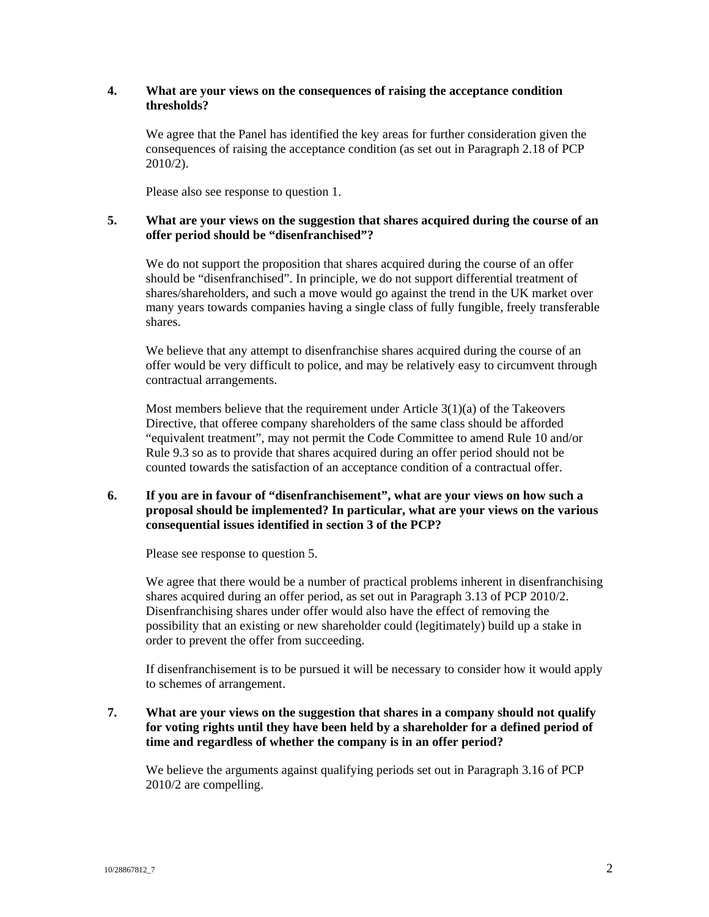**4. What are your views on the consequences of raising the acceptance condition thresholds?**

We agree that the Panel has identified the key areas for further consideration given the consequences of raising the acceptance condition (as set out in Paragraph 2.18 of PCP 2010/2).

Please also see response to question 1.

**5. What are your views on the suggestion that shares acquired during the course of an offer period should be "disenfranchised"?**

We do not support the proposition that shares acquired during the course of an offer should be "disenfranchised". In principle, we do not support differential treatment of shares/shareholders, and such a move would go against the trend in the UK market over many years towards companies having a single class of fully fungible, freely transferable shares.

We believe that any attempt to disenfranchise shares acquired during the course of an offer would be very difficult to police, and may be relatively easy to circumvent through contractual arrangements.

Most members believe that the requirement under Article 3(1)(a) of the Takeovers Directive, that offeree company shareholders of the same class should be afforded "equivalent treatment", may not permit the Code Committee to amend Rule 10 and/or Rule 9.3 so as to provide that shares acquired during an offer period should not be counted towards the satisfaction of an acceptance condition of a contractual offer.

**6. If you are in favour of "disenfranchisement", what are your views on how such a proposal should be implemented? In particular, what are your views on the various consequential issues identified in section 3 of the PCP?**

Please see response to question 5.

We agree that there would be a number of practical problems inherent in disenfranchising shares acquired during an offer period, as set out in Paragraph 3.13 of PCP 2010/2. Disenfranchising shares under offer would also have the effect of removing the possibility that an existing or new shareholder could (legitimately) build up a stake in order to prevent the offer from succeeding.

If disenfranchisement is to be pursued it will be necessary to consider how it would apply to schemes of arrangement.

**7. What are your views on the suggestion that shares in a company should not qualify for voting rights until they have been held by a shareholder for a defined period of time and regardless of whether the company is in an offer period?**

We believe the arguments against qualifying periods set out in Paragraph 3.16 of PCP 2010/2 are compelling.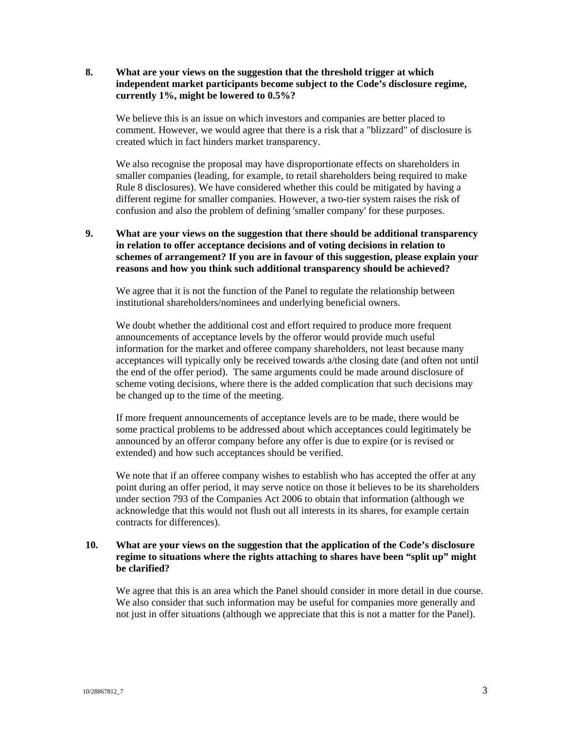**8. What are your views on the suggestion that the threshold trigger at which independent market participants become subject to the Code's disclosure regime, currently 1%, might be lowered to 0.5%?**

We believe this is an issue on which investors and companies are better placed to comment. However, we would agree that there is a risk that a "blizzard" of disclosure is created which in fact hinders market transparency.

We also recognise the proposal may have disproportionate effects on shareholders in smaller companies (leading, for example, to retail shareholders being required to make Rule 8 disclosures). We have considered whether this could be mitigated by having a different regime for smaller companies. However, a two-tier system raises the risk of confusion and also the problem of defining 'smaller company' for these purposes.

**9. What are your views on the suggestion that there should be additional transparency in relation to offer acceptance decisions and of voting decisions in relation to schemes of arrangement? If you are in favour of this suggestion, please explain your reasons and how you think such additional transparency should be achieved?**

We agree that it is not the function of the Panel to regulate the relationship between institutional shareholders/nominees and underlying beneficial owners.

We doubt whether the additional cost and effort required to produce more frequent announcements of acceptance levels by the offeror would provide much useful information for the market and offeree company shareholders, not least because many acceptances will typically only be received towards a/the closing date (and often not until the end of the offer period). The same arguments could be made around disclosure of scheme voting decisions, where there is the added complication that such decisions may be changed up to the time of the meeting.

If more frequent announcements of acceptance levels are to be made, there would be some practical problems to be addressed about which acceptances could legitimately be announced by an offeror company before any offer is due to expire (or is revised or extended) and how such acceptances should be verified.

We note that if an offeree company wishes to establish who has accepted the offer at any point during an offer period, it may serve notice on those it believes to be its shareholders under section 793 of the Companies Act 2006 to obtain that information (although we acknowledge that this would not flush out all interests in its shares, for example certain contracts for differences).

**10. What are your views on the suggestion that the application of the Code's disclosure regime to situations where the rights attaching to shares have been "split up" might be clarified?**

We agree that this is an area which the Panel should consider in more detail in due course. We also consider that such information may be useful for companies more generally and not just in offer situations (although we appreciate that this is not a matter for the Panel).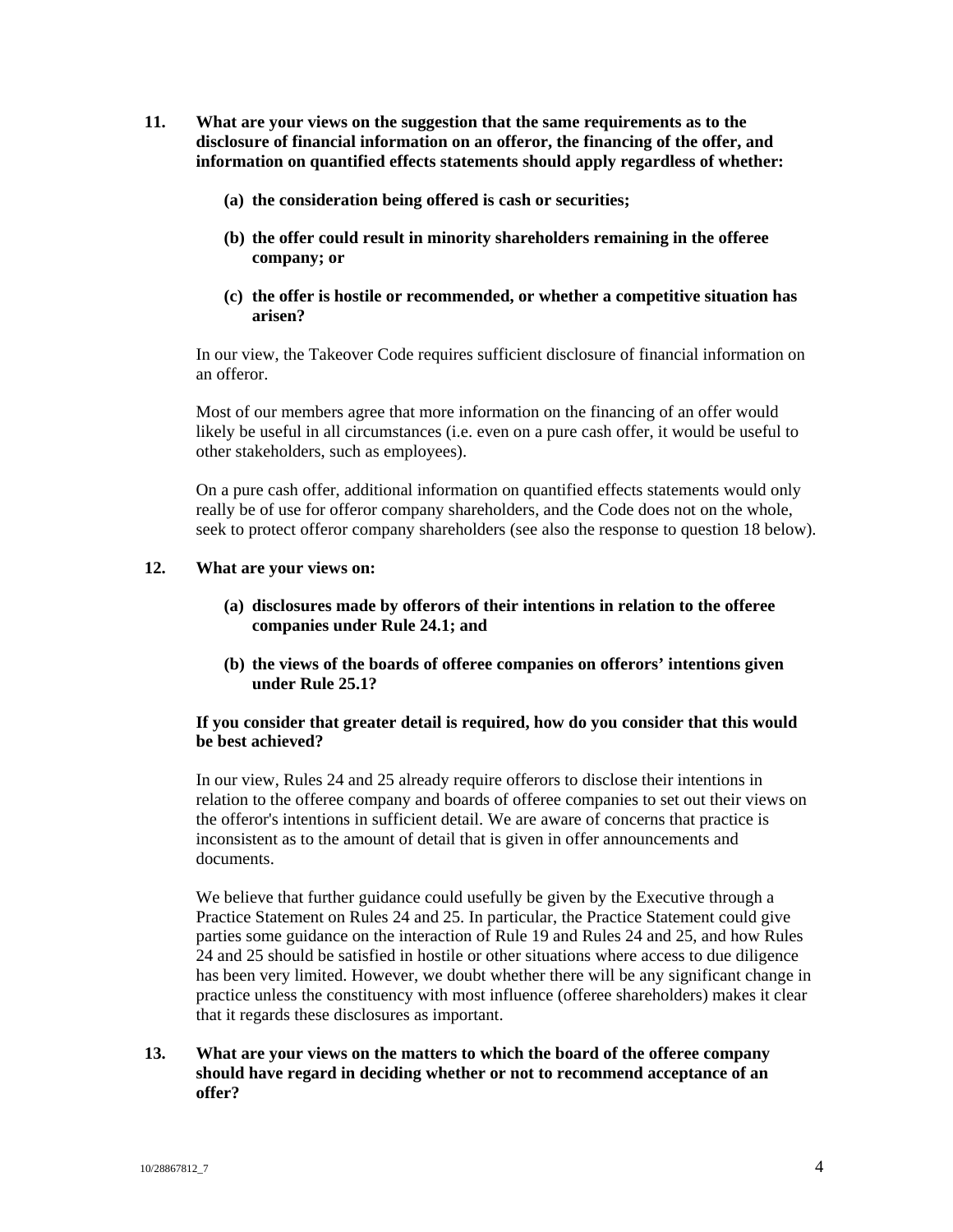**11. What are your views on the suggestion that the same requirements as to the disclosure of financial information on an offeror, the financing of the offer, and information on quantified effects statements should apply regardless of whether:**

**(a) the consideration being offered is cash or securities;**

**(b) the offer could result in minority shareholders remaining in the offeree company; or**

**(c) the offer is hostile or recommended, or whether a competitive situation has arisen?**

In our view, the Takeover Code requires sufficient disclosure of financial information on an offeror.

Most of our members agree that more information on the financing of an offer would likely be useful in all circumstances (i.e. even on a pure cash offer, it would be useful to other stakeholders, such as employees).

On a pure cash offer, additional information on quantified effects statements would only really be of use for offeror company shareholders, and the Code does not on the whole, seek to protect offeror company shareholders (see also the response to question 18 below).

**12. What are your views on:**

**(a) disclosures made by offerors of their intentions in relation to the offeree companies under Rule 24.1; and**

**(b) the views of the boards of offeree companies on offerors' intentions given under Rule 25.1?**

**If you consider that greater detail is required, how do you consider that this would be best achieved?**

In our view, Rules 24 and 25 already require offerors to disclose their intentions in relation to the offeree company and boards of offeree companies to set out their views on the offeror's intentions in sufficient detail. We are aware of concerns that practice is inconsistent as to the amount of detail that is given in offer announcements and documents.

We believe that further guidance could usefully be given by the Executive through a Practice Statement on Rules 24 and 25. In particular, the Practice Statement could give parties some guidance on the interaction of Rule 19 and Rules 24 and 25, and how Rules 24 and 25 should be satisfied in hostile or other situations where access to due diligence has been very limited. However, we doubt whether there will be any significant change in practice unless the constituency with most influence (offeree shareholders) makes it clear that it regards these disclosures as important.

**13. What are your views on the matters to which the board of the offeree company should have regard in deciding whether or not to recommend acceptance of an offer?**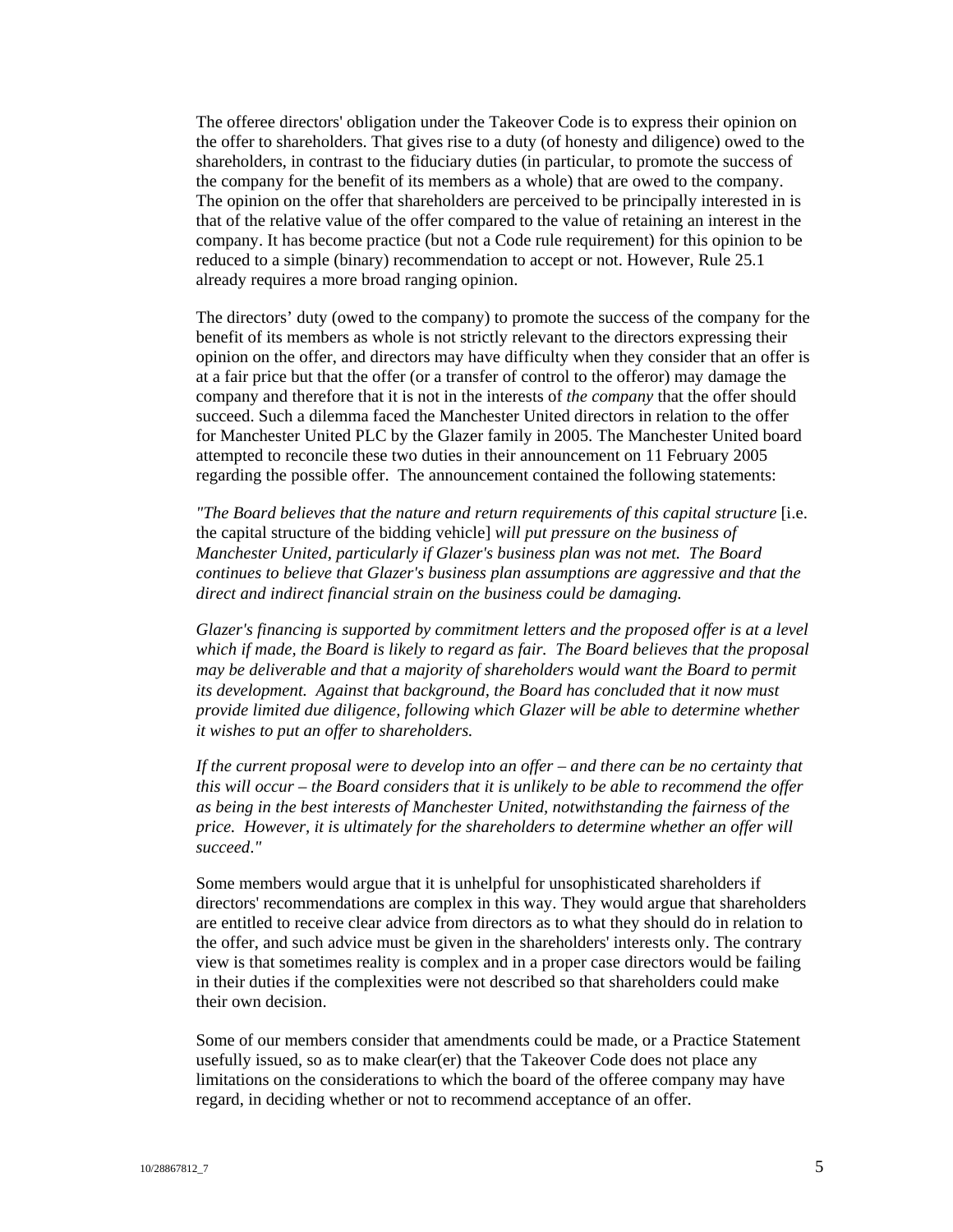The offeree directors' obligation under the Takeover Code is to express their opinion on the offer to shareholders. That gives rise to a duty (of honesty and diligence) owed to the shareholders, in contrast to the fiduciary duties (in particular, to promote the success of the company for the benefit of its members as a whole) that are owed to the company. The opinion on the offer that shareholders are perceived to be principally interested in is that of the relative value of the offer compared to the value of retaining an interest in the company. It has become practice (but not a Code rule requirement) for this opinion to be reduced to a simple (binary) recommendation to accept or not. However, Rule 25.1 already requires a more broad ranging opinion.

The directors' duty (owed to the company) to promote the success of the company for the benefit of its members as whole is not strictly relevant to the directors expressing their opinion on the offer, and directors may have difficulty when they consider that an offer is at a fair price but that the offer (or a transfer of control to the offeror) may damage the company and therefore that it is not in the interests of *the company* that the offer should succeed. Such a dilemma faced the Manchester United directors in relation to the offer for Manchester United PLC by the Glazer family in 2005. The Manchester United board attempted to reconcile these two duties in their announcement on 11 February 2005 regarding the possible offer. The announcement contained the following statements:

*"The Board believes that the nature and return requirements of this capital structure* [i.e. the capital structure of the bidding vehicle] *will put pressure on the business of Manchester United, particularly if Glazer's business plan was not met. The Board continues to believe that Glazer's business plan assumptions are aggressive and that the direct and indirect financial strain on the business could be damaging.*

*Glazer's financing is supported by commitment letters and the proposed offer is at a level which if made, the Board is likely to regard as fair. The Board believes that the proposal may be deliverable and that a majority of shareholders would want the Board to permit its development. Against that background, the Board has concluded that it now must provide limited due diligence, following which Glazer will be able to determine whether it wishes to put an offer to shareholders.*

*If the current proposal were to develop into an offer – and there can be no certainty that this will occur – the Board considers that it is unlikely to be able to recommend the offer as being in the best interests of Manchester United, notwithstanding the fairness of the price. However, it is ultimately for the shareholders to determine whether an offer will succeed."*

Some members would argue that it is unhelpful for unsophisticated shareholders if directors' recommendations are complex in this way. They would argue that shareholders are entitled to receive clear advice from directors as to what they should do in relation to the offer, and such advice must be given in the shareholders' interests only. The contrary view is that sometimes reality is complex and in a proper case directors would be failing in their duties if the complexities were not described so that shareholders could make their own decision.

Some of our members consider that amendments could be made, or a Practice Statement usefully issued, so as to make clear(er) that the Takeover Code does not place any limitations on the considerations to which the board of the offeree company may have regard, in deciding whether or not to recommend acceptance of an offer.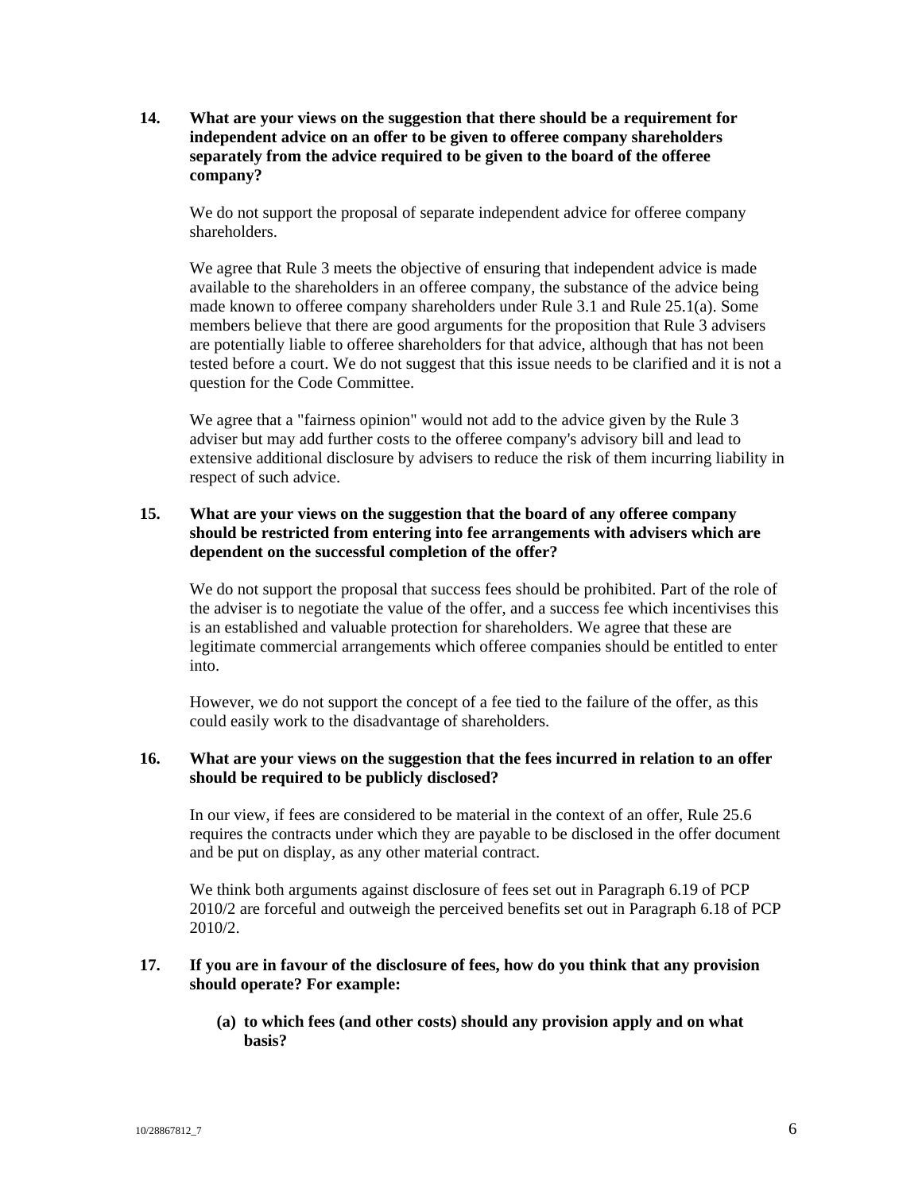**14. What are your views on the suggestion that there should be a requirement for independent advice on an offer to be given to offeree company shareholders separately from the advice required to be given to the board of the offeree company?**

We do not support the proposal of separate independent advice for offeree company shareholders.

We agree that Rule 3 meets the objective of ensuring that independent advice is made available to the shareholders in an offeree company, the substance of the advice being made known to offeree company shareholders under Rule 3.1 and Rule 25.1(a). Some members believe that there are good arguments for the proposition that Rule 3 advisers are potentially liable to offeree shareholders for that advice, although that has not been tested before a court. We do not suggest that this issue needs to be clarified and it is not a question for the Code Committee.

We agree that a "fairness opinion" would not add to the advice given by the Rule 3 adviser but may add further costs to the offeree company's advisory bill and lead to extensive additional disclosure by advisers to reduce the risk of them incurring liability in respect of such advice.

**15. What are your views on the suggestion that the board of any offeree company should be restricted from entering into fee arrangements with advisers which are dependent on the successful completion of the offer?**

We do not support the proposal that success fees should be prohibited. Part of the role of the adviser is to negotiate the value of the offer, and a success fee which incentivises this is an established and valuable protection for shareholders. We agree that these are legitimate commercial arrangements which offeree companies should be entitled to enter into.

However, we do not support the concept of a fee tied to the failure of the offer, as this could easily work to the disadvantage of shareholders.

**16. What are your views on the suggestion that the fees incurred in relation to an offer should be required to be publicly disclosed?**

In our view, if fees are considered to be material in the context of an offer, Rule 25.6 requires the contracts under which they are payable to be disclosed in the offer document and be put on display, as any other material contract.

We think both arguments against disclosure of fees set out in Paragraph 6.19 of PCP 2010/2 are forceful and outweigh the perceived benefits set out in Paragraph 6.18 of PCP 2010/2.

**17. If you are in favour of the disclosure of fees, how do you think that any provision should operate? For example:**

**(a) to which fees (and other costs) should any provision apply and on what basis?**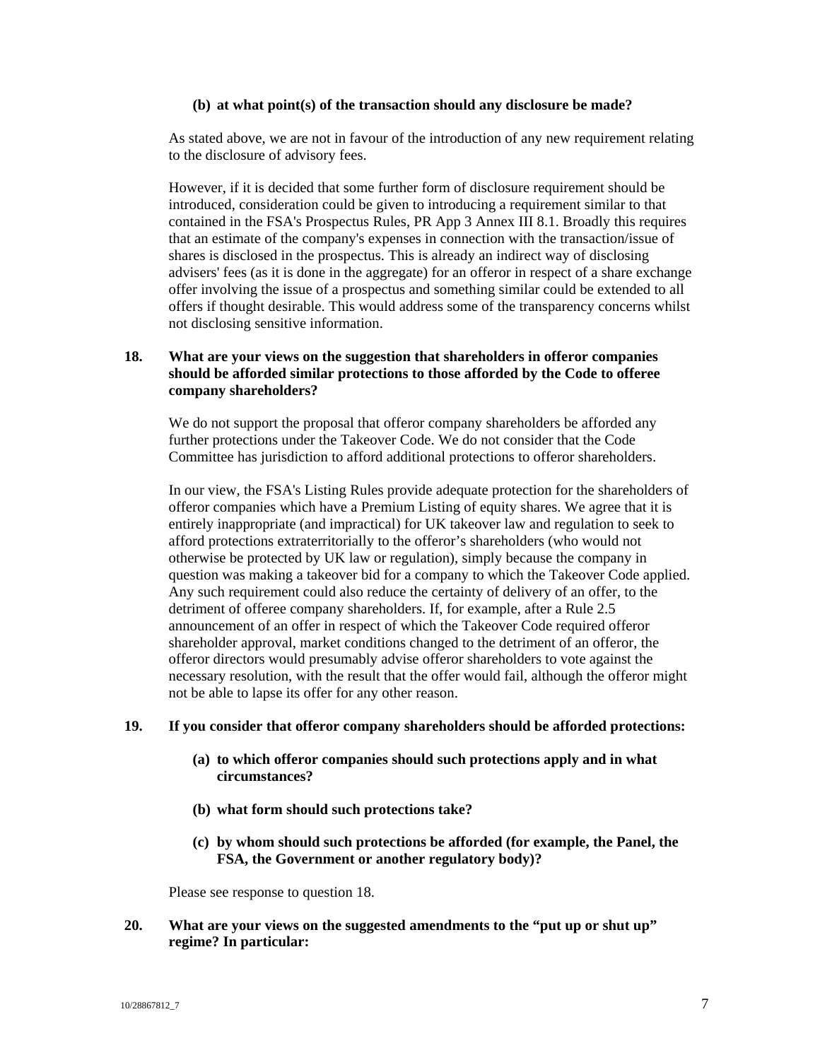**(b) at what point(s) of the transaction should any disclosure be made?**

As stated above, we are not in favour of the introduction of any new requirement relating to the disclosure of advisory fees.

However, if it is decided that some further form of disclosure requirement should be introduced, consideration could be given to introducing a requirement similar to that contained in the FSA's Prospectus Rules, PR App 3 Annex III 8.1. Broadly this requires that an estimate of the company's expenses in connection with the transaction/issue of shares is disclosed in the prospectus. This is already an indirect way of disclosing advisers' fees (as it is done in the aggregate) for an offeror in respect of a share exchange offer involving the issue of a prospectus and something similar could be extended to all offers if thought desirable. This would address some of the transparency concerns whilst not disclosing sensitive information.

**18. What are your views on the suggestion that shareholders in offeror companies should be afforded similar protections to those afforded by the Code to offeree company shareholders?**

We do not support the proposal that offeror company shareholders be afforded any further protections under the Takeover Code. We do not consider that the Code Committee has jurisdiction to afford additional protections to offeror shareholders.

In our view, the FSA's Listing Rules provide adequate protection for the shareholders of offeror companies which have a Premium Listing of equity shares. We agree that it is entirely inappropriate (and impractical) for UK takeover law and regulation to seek to afford protections extraterritorially to the offeror's shareholders (who would not otherwise be protected by UK law or regulation), simply because the company in question was making a takeover bid for a company to which the Takeover Code applied. Any such requirement could also reduce the certainty of delivery of an offer, to the detriment of offeree company shareholders. If, for example, after a Rule 2.5 announcement of an offer in respect of which the Takeover Code required offeror shareholder approval, market conditions changed to the detriment of an offeror, the offeror directors would presumably advise offeror shareholders to vote against the necessary resolution, with the result that the offer would fail, although the offeror might not be able to lapse its offer for any other reason.

**19. If you consider that offeror company shareholders should be afforded protections:**

**(a) to which offeror companies should such protections apply and in what circumstances?**

**(b) what form should such protections take?**

**(c) by whom should such protections be afforded (for example, the Panel, the FSA, the Government or another regulatory body)?**

Please see response to question 18.

**20. What are your views on the suggested amendments to the "put up or shut up" regime? In particular:**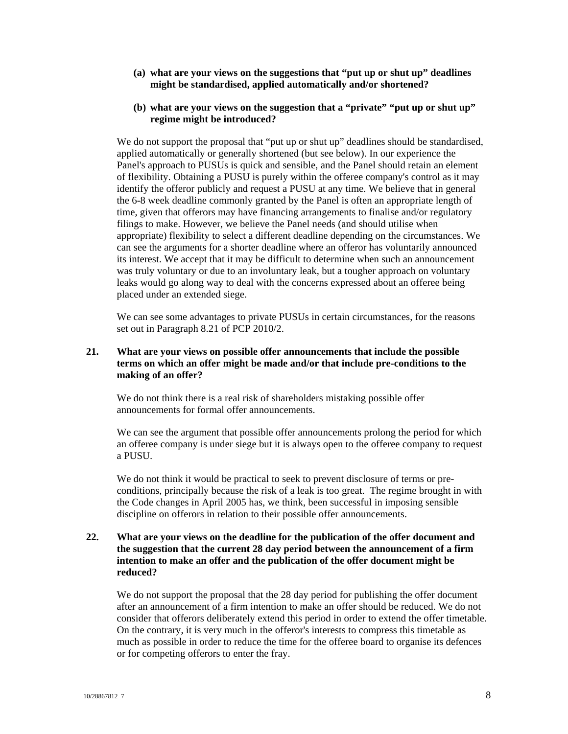**(a) what are your views on the suggestions that "put up or shut up" deadlines might be standardised, applied automatically and/or shortened?**

**(b) what are your views on the suggestion that a "private" "put up or shut up" regime might be introduced?**

We do not support the proposal that "put up or shut up" deadlines should be standardised, applied automatically or generally shortened (but see below). In our experience the Panel's approach to PUSUs is quick and sensible, and the Panel should retain an element of flexibility. Obtaining a PUSU is purely within the offeree company's control as it may identify the offeror publicly and request a PUSU at any time. We believe that in general the 6-8 week deadline commonly granted by the Panel is often an appropriate length of time, given that offerors may have financing arrangements to finalise and/or regulatory filings to make. However, we believe the Panel needs (and should utilise when appropriate) flexibility to select a different deadline depending on the circumstances. We can see the arguments for a shorter deadline where an offeror has voluntarily announced its interest. We accept that it may be difficult to determine when such an announcement was truly voluntary or due to an involuntary leak, but a tougher approach on voluntary leaks would go along way to deal with the concerns expressed about an offeree being placed under an extended siege.

We can see some advantages to private PUSUs in certain circumstances, for the reasons set out in Paragraph 8.21 of PCP 2010/2.

**21. What are your views on possible offer announcements that include the possible terms on which an offer might be made and/or that include pre-conditions to the making of an offer?**

We do not think there is a real risk of shareholders mistaking possible offer announcements for formal offer announcements.

We can see the argument that possible offer announcements prolong the period for which an offeree company is under siege but it is always open to the offeree company to request a PUSU.

We do not think it would be practical to seek to prevent disclosure of terms or pre-conditions, principally because the risk of a leak is too great. The regime brought in with the Code changes in April 2005 has, we think, been successful in imposing sensible discipline on offerors in relation to their possible offer announcements.

**22. What are your views on the deadline for the publication of the offer document and the suggestion that the current 28 day period between the announcement of a firm intention to make an offer and the publication of the offer document might be reduced?**

We do not support the proposal that the 28 day period for publishing the offer document after an announcement of a firm intention to make an offer should be reduced. We do not consider that offerors deliberately extend this period in order to extend the offer timetable. On the contrary, it is very much in the offeror's interests to compress this timetable as much as possible in order to reduce the time for the offeree board to organise its defences or for competing offerors to enter the fray.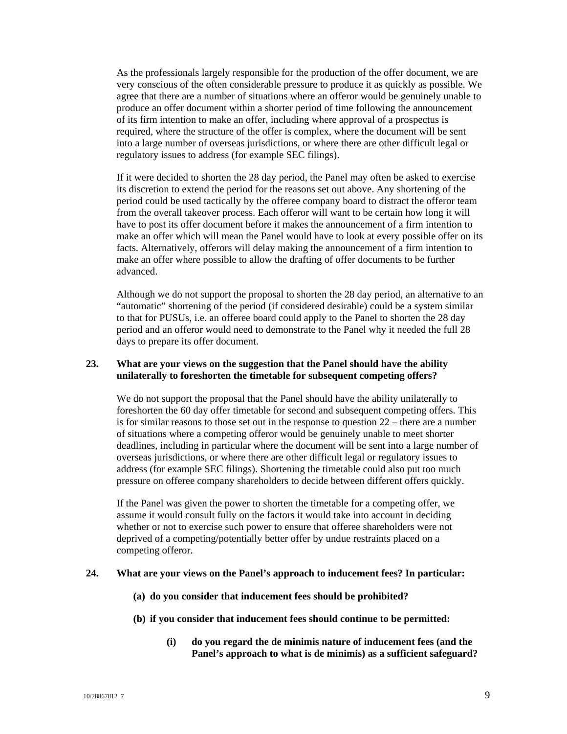As the professionals largely responsible for the production of the offer document, we are very conscious of the often considerable pressure to produce it as quickly as possible. We agree that there are a number of situations where an offeror would be genuinely unable to produce an offer document within a shorter period of time following the announcement of its firm intention to make an offer, including where approval of a prospectus is required, where the structure of the offer is complex, where the document will be sent into a large number of overseas jurisdictions, or where there are other difficult legal or regulatory issues to address (for example SEC filings).

If it were decided to shorten the 28 day period, the Panel may often be asked to exercise its discretion to extend the period for the reasons set out above. Any shortening of the period could be used tactically by the offeree company board to distract the offeror team from the overall takeover process. Each offeror will want to be certain how long it will have to post its offer document before it makes the announcement of a firm intention to make an offer which will mean the Panel would have to look at every possible offer on its facts. Alternatively, offerors will delay making the announcement of a firm intention to make an offer where possible to allow the drafting of offer documents to be further advanced.

Although we do not support the proposal to shorten the 28 day period, an alternative to an "automatic" shortening of the period (if considered desirable) could be a system similar to that for PUSUs, i.e. an offeree board could apply to the Panel to shorten the 28 day period and an offeror would need to demonstrate to the Panel why it needed the full 28 days to prepare its offer document.

**23. What are your views on the suggestion that the Panel should have the ability unilaterally to foreshorten the timetable for subsequent competing offers?**

We do not support the proposal that the Panel should have the ability unilaterally to foreshorten the 60 day offer timetable for second and subsequent competing offers. This is for similar reasons to those set out in the response to question 22 – there are a number of situations where a competing offeror would be genuinely unable to meet shorter deadlines, including in particular where the document will be sent into a large number of overseas jurisdictions, or where there are other difficult legal or regulatory issues to address (for example SEC filings). Shortening the timetable could also put too much pressure on offeree company shareholders to decide between different offers quickly.

If the Panel was given the power to shorten the timetable for a competing offer, we assume it would consult fully on the factors it would take into account in deciding whether or not to exercise such power to ensure that offeree shareholders were not deprived of a competing/potentially better offer by undue restraints placed on a competing offeror.

**24. What are your views on the Panel's approach to inducement fees? In particular:**

**(a) do you consider that inducement fees should be prohibited?**

**(b) if you consider that inducement fees should continue to be permitted:**

**(i) do you regard the de minimis nature of inducement fees (and the Panel's approach to what is de minimis) as a sufficient safeguard?**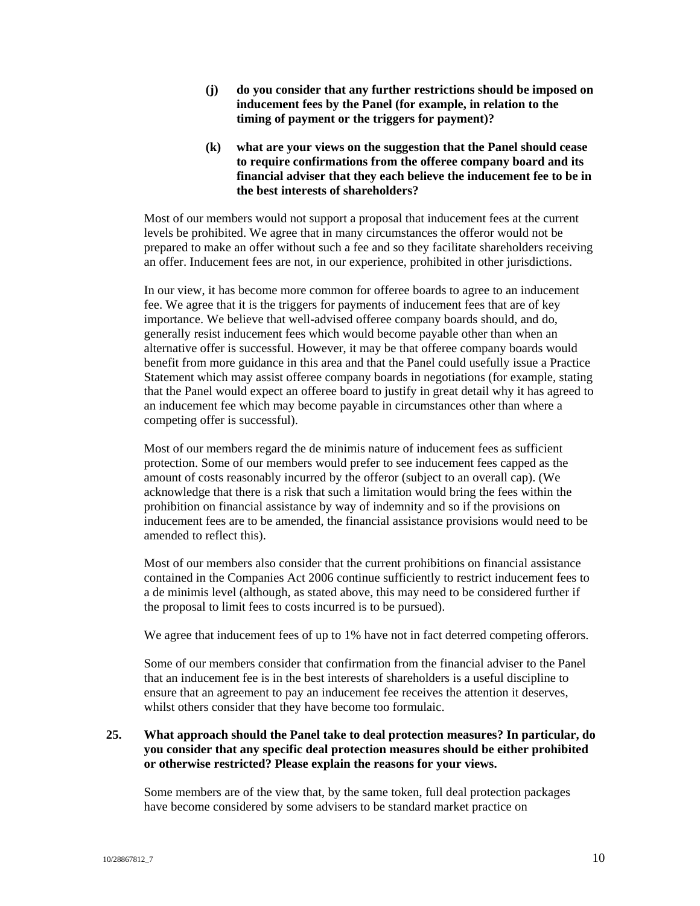**(j) do you consider that any further restrictions should be imposed on inducement fees by the Panel (for example, in relation to the timing of payment or the triggers for payment)?**

**(k) what are your views on the suggestion that the Panel should cease to require confirmations from the offeree company board and its financial adviser that they each believe the inducement fee to be in the best interests of shareholders?**

Most of our members would not support a proposal that inducement fees at the current levels be prohibited. We agree that in many circumstances the offeror would not be prepared to make an offer without such a fee and so they facilitate shareholders receiving an offer. Inducement fees are not, in our experience, prohibited in other jurisdictions.

In our view, it has become more common for offeree boards to agree to an inducement fee. We agree that it is the triggers for payments of inducement fees that are of key importance. We believe that well-advised offeree company boards should, and do, generally resist inducement fees which would become payable other than when an alternative offer is successful. However, it may be that offeree company boards would benefit from more guidance in this area and that the Panel could usefully issue a Practice Statement which may assist offeree company boards in negotiations (for example, stating that the Panel would expect an offeree board to justify in great detail why it has agreed to an inducement fee which may become payable in circumstances other than where a competing offer is successful).

Most of our members regard the de minimis nature of inducement fees as sufficient protection. Some of our members would prefer to see inducement fees capped as the amount of costs reasonably incurred by the offeror (subject to an overall cap). (We acknowledge that there is a risk that such a limitation would bring the fees within the prohibition on financial assistance by way of indemnity and so if the provisions on inducement fees are to be amended, the financial assistance provisions would need to be amended to reflect this).

Most of our members also consider that the current prohibitions on financial assistance contained in the Companies Act 2006 continue sufficiently to restrict inducement fees to a de minimis level (although, as stated above, this may need to be considered further if the proposal to limit fees to costs incurred is to be pursued).

We agree that inducement fees of up to 1% have not in fact deterred competing offerors.

Some of our members consider that confirmation from the financial adviser to the Panel that an inducement fee is in the best interests of shareholders is a useful discipline to ensure that an agreement to pay an inducement fee receives the attention it deserves, whilst others consider that they have become too formulaic.

**25. What approach should the Panel take to deal protection measures? In particular, do you consider that any specific deal protection measures should be either prohibited or otherwise restricted? Please explain the reasons for your views.**

Some members are of the view that, by the same token, full deal protection packages have become considered by some advisers to be standard market practice on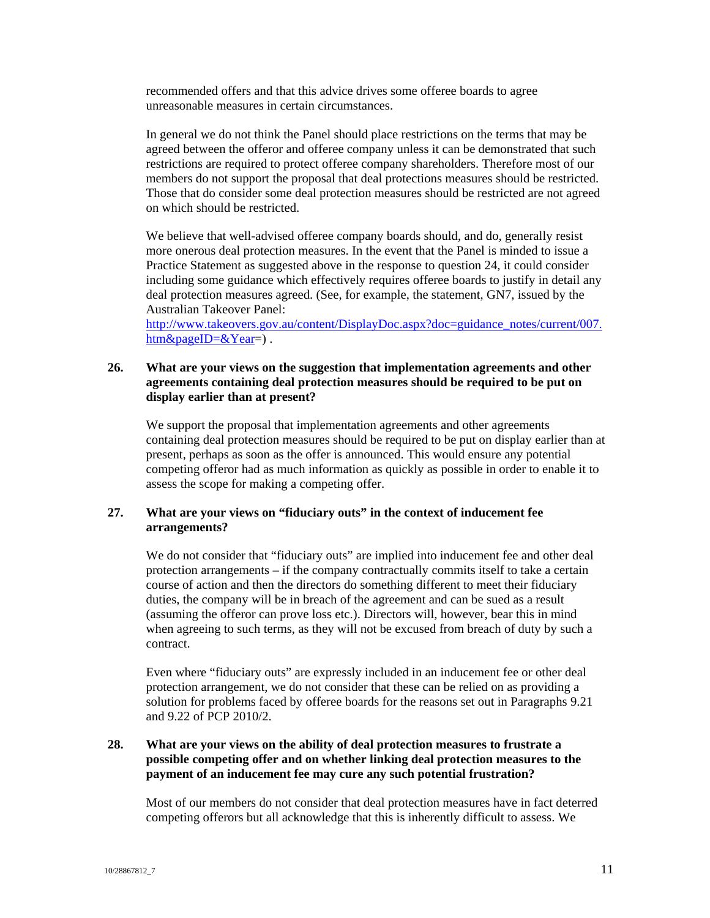recommended offers and that this advice drives some offeree boards to agree unreasonable measures in certain circumstances.

In general we do not think the Panel should place restrictions on the terms that may be agreed between the offeror and offeree company unless it can be demonstrated that such restrictions are required to protect offeree company shareholders. Therefore most of our members do not support the proposal that deal protections measures should be restricted. Those that do consider some deal protection measures should be restricted are not agreed on which should be restricted.

We believe that well-advised offeree company boards should, and do, generally resist more onerous deal protection measures. In the event that the Panel is minded to issue a Practice Statement as suggested above in the response to question 24, it could consider including some guidance which effectively requires offeree boards to justify in detail any deal protection measures agreed. (See, for example, the statement, GN7, issued by the Australian Takeover Panel:
[http://www.takeovers.gov.au/content/DisplayDoc.aspx?doc=guidance_notes/current/007.htm&pageID=&Year](http://www.takeovers.gov.au/content/DisplayDoc.aspx?doc=guidance_notes/current/007.htm&pageID=&Year)=) .

**26. What are your views on the suggestion that implementation agreements and other agreements containing deal protection measures should be required to be put on display earlier than at present?**

We support the proposal that implementation agreements and other agreements containing deal protection measures should be required to be put on display earlier than at present, perhaps as soon as the offer is announced. This would ensure any potential competing offeror had as much information as quickly as possible in order to enable it to assess the scope for making a competing offer.

**27. What are your views on "fiduciary outs" in the context of inducement fee arrangements?**

We do not consider that "fiduciary outs" are implied into inducement fee and other deal protection arrangements – if the company contractually commits itself to take a certain course of action and then the directors do something different to meet their fiduciary duties, the company will be in breach of the agreement and can be sued as a result (assuming the offeror can prove loss etc.). Directors will, however, bear this in mind when agreeing to such terms, as they will not be excused from breach of duty by such a contract.

Even where "fiduciary outs" are expressly included in an inducement fee or other deal protection arrangement, we do not consider that these can be relied on as providing a solution for problems faced by offeree boards for the reasons set out in Paragraphs 9.21 and 9.22 of PCP 2010/2.

**28. What are your views on the ability of deal protection measures to frustrate a possible competing offer and on whether linking deal protection measures to the payment of an inducement fee may cure any such potential frustration?**

Most of our members do not consider that deal protection measures have in fact deterred competing offerors but all acknowledge that this is inherently difficult to assess. We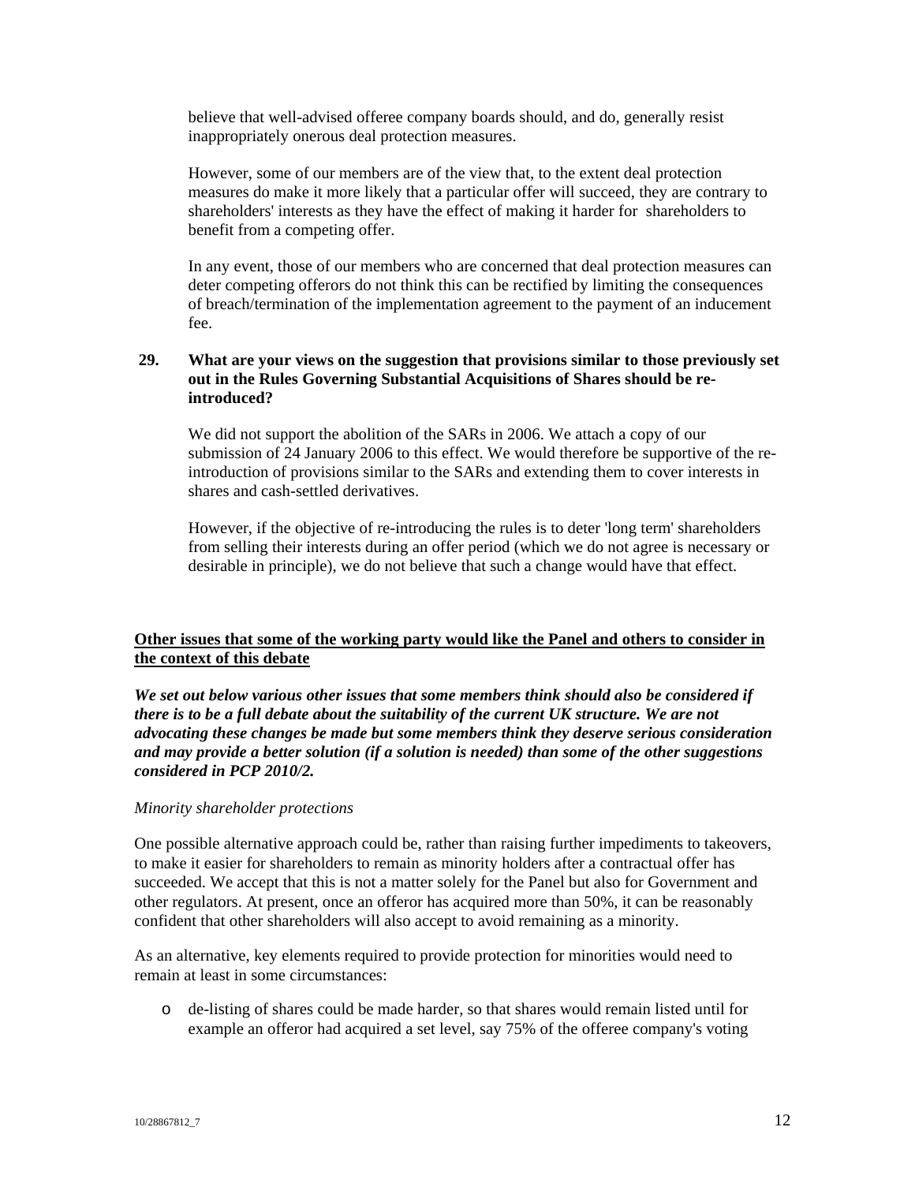believe that well-advised offeree company boards should, and do, generally resist inappropriately onerous deal protection measures.

However, some of our members are of the view that, to the extent deal protection measures do make it more likely that a particular offer will succeed, they are contrary to shareholders' interests as they have the effect of making it harder for shareholders to benefit from a competing offer.

In any event, those of our members who are concerned that deal protection measures can deter competing offerors do not think this can be rectified by limiting the consequences of breach/termination of the implementation agreement to the payment of an inducement fee.

**29. What are your views on the suggestion that provisions similar to those previously set out in the Rules Governing Substantial Acquisitions of Shares should be re-introduced?**

We did not support the abolition of the SARs in 2006. We attach a copy of our submission of 24 January 2006 to this effect. We would therefore be supportive of the re-introduction of provisions similar to the SARs and extending them to cover interests in shares and cash-settled derivatives.

However, if the objective of re-introducing the rules is to deter 'long term' shareholders from selling their interests during an offer period (which we do not agree is necessary or desirable in principle), we do not believe that such a change would have that effect.

**Other issues that some of the working party would like the Panel and others to consider in the context of this debate**

***We set out below various other issues that some members think should also be considered if there is to be a full debate about the suitability of the current UK structure. We are not advocating these changes be made but some members think they deserve serious consideration and may provide a better solution (if a solution is needed) than some of the other suggestions considered in PCP 2010/2.***

*Minority shareholder protections*

One possible alternative approach could be, rather than raising further impediments to takeovers, to make it easier for shareholders to remain as minority holders after a contractual offer has succeeded. We accept that this is not a matter solely for the Panel but also for Government and other regulators. At present, once an offeror has acquired more than 50%, it can be reasonably confident that other shareholders will also accept to avoid remaining as a minority.

As an alternative, key elements required to provide protection for minorities would need to remain at least in some circumstances:

- de-listing of shares could be made harder, so that shares would remain listed until for example an offeror had acquired a set level, say 75% of the offeree company's voting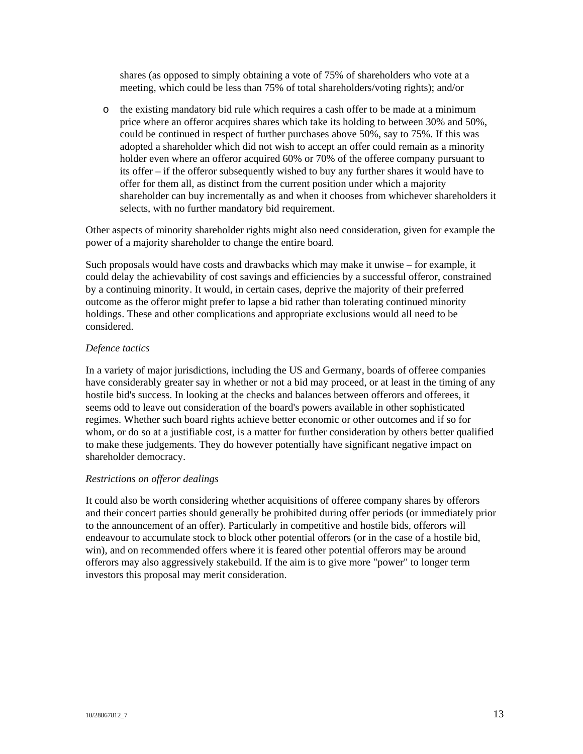shares (as opposed to simply obtaining a vote of 75% of shareholders who vote at a meeting, which could be less than 75% of total shareholders/voting rights); and/or

- the existing mandatory bid rule which requires a cash offer to be made at a minimum price where an offeror acquires shares which take its holding to between 30% and 50%, could be continued in respect of further purchases above 50%, say to 75%. If this was adopted a shareholder which did not wish to accept an offer could remain as a minority holder even where an offeror acquired 60% or 70% of the offeree company pursuant to its offer – if the offeror subsequently wished to buy any further shares it would have to offer for them all, as distinct from the current position under which a majority shareholder can buy incrementally as and when it chooses from whichever shareholders it selects, with no further mandatory bid requirement.

Other aspects of minority shareholder rights might also need consideration, given for example the power of a majority shareholder to change the entire board.

Such proposals would have costs and drawbacks which may make it unwise – for example, it could delay the achievability of cost savings and efficiencies by a successful offeror, constrained by a continuing minority. It would, in certain cases, deprive the majority of their preferred outcome as the offeror might prefer to lapse a bid rather than tolerating continued minority holdings. These and other complications and appropriate exclusions would all need to be considered.

*Defence tactics*

In a variety of major jurisdictions, including the US and Germany, boards of offeree companies have considerably greater say in whether or not a bid may proceed, or at least in the timing of any hostile bid's success. In looking at the checks and balances between offerors and offerees, it seems odd to leave out consideration of the board's powers available in other sophisticated regimes. Whether such board rights achieve better economic or other outcomes and if so for whom, or do so at a justifiable cost, is a matter for further consideration by others better qualified to make these judgements. They do however potentially have significant negative impact on shareholder democracy.

*Restrictions on offeror dealings*

It could also be worth considering whether acquisitions of offeree company shares by offerors and their concert parties should generally be prohibited during offer periods (or immediately prior to the announcement of an offer). Particularly in competitive and hostile bids, offerors will endeavour to accumulate stock to block other potential offerors (or in the case of a hostile bid, win), and on recommended offers where it is feared other potential offerors may be around offerors may also aggressively stakebuild. If the aim is to give more "power" to longer term investors this proposal may merit consideration.